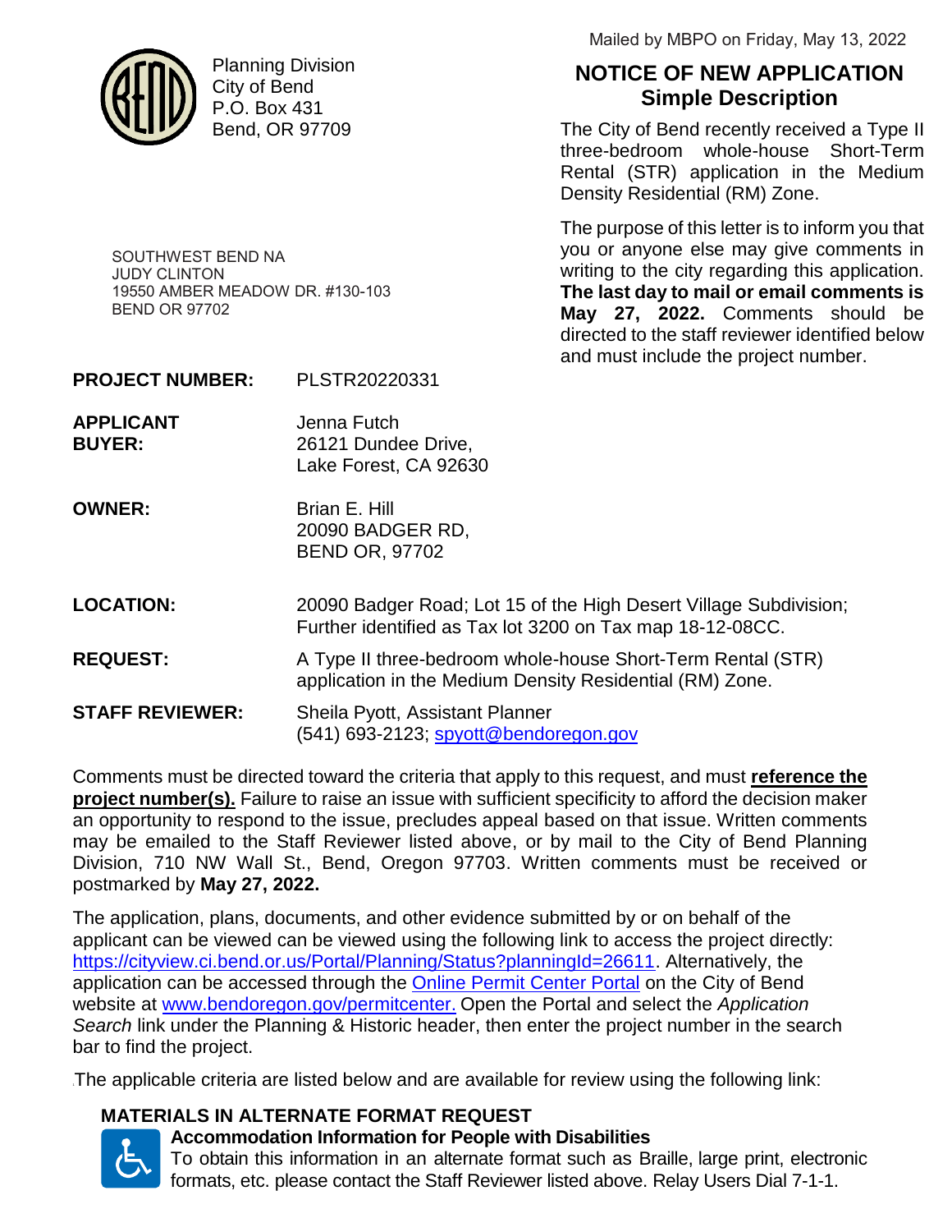Mailed by MBPO on Friday, May 13, 2022

Planning Division
City of Bend
P.O. Box 431
Bend, OR 97709

# NOTICE OF NEW APPLICATION
## Simple Description

The City of Bend recently received a Type II three-bedroom whole-house Short-Term Rental (STR) application in the Medium Density Residential (RM) Zone.

The purpose of this letter is to inform you that you or anyone else may give comments in writing to the city regarding this application. **The last day to mail or email comments is May 27, 2022.** Comments should be directed to the staff reviewer identified below and must include the project number.

SOUTHWEST BEND NA
JUDY CLINTON
19550 AMBER MEADOW DR. #130-103
BEND OR 97702

**PROJECT NUMBER:** PLSTR20220331

**APPLICANT BUYER:** Jenna Futch
26121 Dundee Drive,
Lake Forest, CA 92630

**OWNER:** Brian E. Hill
20090 BADGER RD,
BEND OR, 97702

**LOCATION:** 20090 Badger Road; Lot 15 of the High Desert Village Subdivision; Further identified as Tax lot 3200 on Tax map 18-12-08CC.

**REQUEST:** A Type II three-bedroom whole-house Short-Term Rental (STR) application in the Medium Density Residential (RM) Zone.

**STAFF REVIEWER:** Sheila Pyott, Assistant Planner
(541) 693-2123; spyott@bendoregon.gov

Comments must be directed toward the criteria that apply to this request, and must **reference the project number(s).** Failure to raise an issue with sufficient specificity to afford the decision maker an opportunity to respond to the issue, precludes appeal based on that issue. Written comments may be emailed to the Staff Reviewer listed above, or by mail to the City of Bend Planning Division, 710 NW Wall St., Bend, Oregon 97703. Written comments must be received or postmarked by **May 27, 2022.**

The application, plans, documents, and other evidence submitted by or on behalf of the applicant can be viewed can be viewed using the following link to access the project directly: https://cityview.ci.bend.or.us/Portal/Planning/Status?planningId=26611. Alternatively, the application can be accessed through the Online Permit Center Portal on the City of Bend website at www.bendoregon.gov/permitcenter. Open the Portal and select the *Application Search* link under the Planning & Historic header, then enter the project number in the search bar to find the project.

The applicable criteria are listed below and are available for review using the following link:

### MATERIALS IN ALTERNATE FORMAT REQUEST

**Accommodation Information for People with Disabilities**

To obtain this information in an alternate format such as Braille, large print, electronic formats, etc. please contact the Staff Reviewer listed above. Relay Users Dial 7-1-1.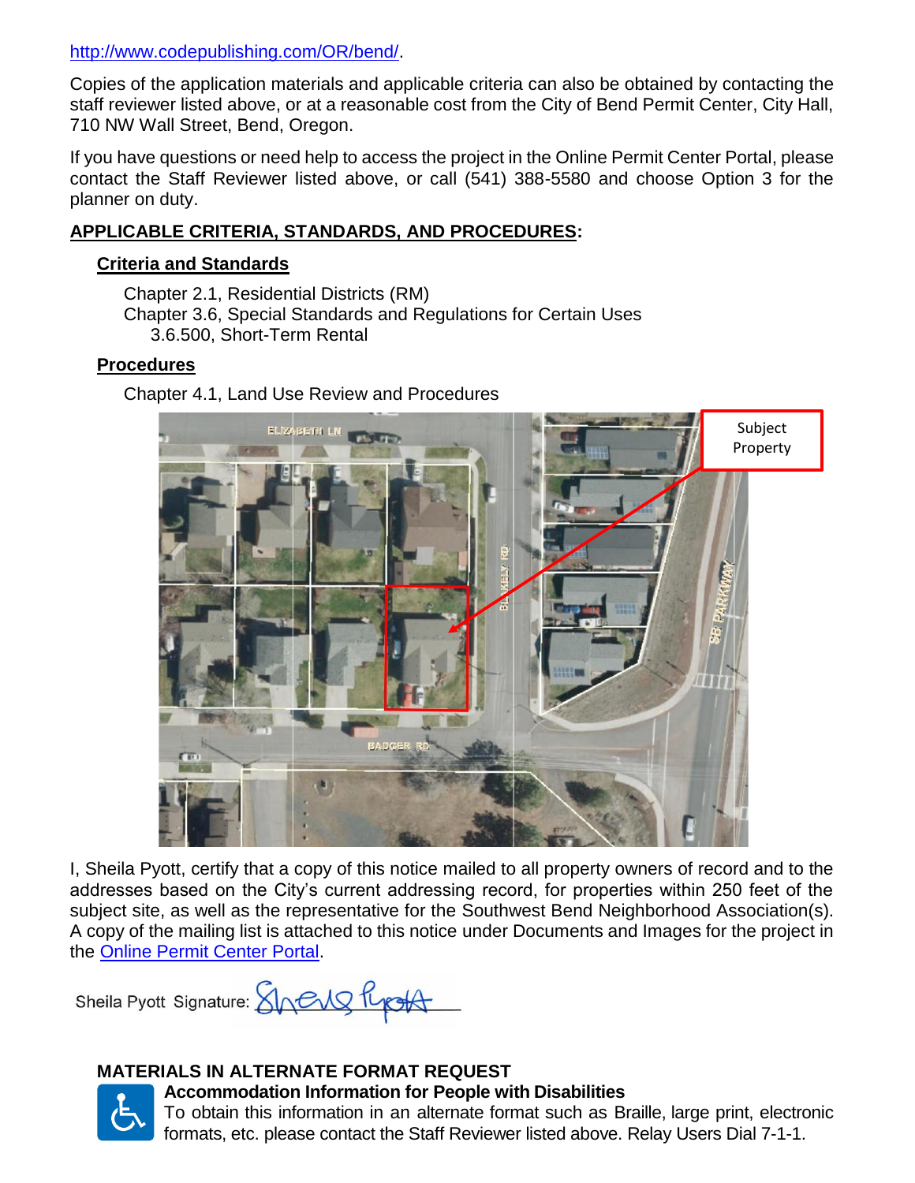http://www.codepublishing.com/OR/bend/.

Copies of the application materials and applicable criteria can also be obtained by contacting the staff reviewer listed above, or at a reasonable cost from the City of Bend Permit Center, City Hall, 710 NW Wall Street, Bend, Oregon.

If you have questions or need help to access the project in the Online Permit Center Portal, please contact the Staff Reviewer listed above, or call (541) 388-5580 and choose Option 3 for the planner on duty.

## APPLICABLE CRITERIA, STANDARDS, AND PROCEDURES:

### Criteria and Standards

Chapter 2.1, Residential Districts (RM)
Chapter 3.6, Special Standards and Regulations for Certain Uses
3.6.500, Short-Term Rental

### Procedures

Chapter 4.1, Land Use Review and Procedures

ELIZABETH LN
BLAKELY RD
BADGER RD
SE PARKWAY
Subject Property

I, Sheila Pyott, certify that a copy of this notice mailed to all property owners of record and to the addresses based on the City's current addressing record, for properties within 250 feet of the subject site, as well as the representative for the Southwest Bend Neighborhood Association(s). A copy of the mailing list is attached to this notice under Documents and Images for the project in the Online Permit Center Portal.

Sheila Pyott Signature: Sheila Pyott

## MATERIALS IN ALTERNATE FORMAT REQUEST

**Accommodation Information for People with Disabilities**
To obtain this information in an alternate format such as Braille, large print, electronic formats, etc. please contact the Staff Reviewer listed above. Relay Users Dial 7-1-1.